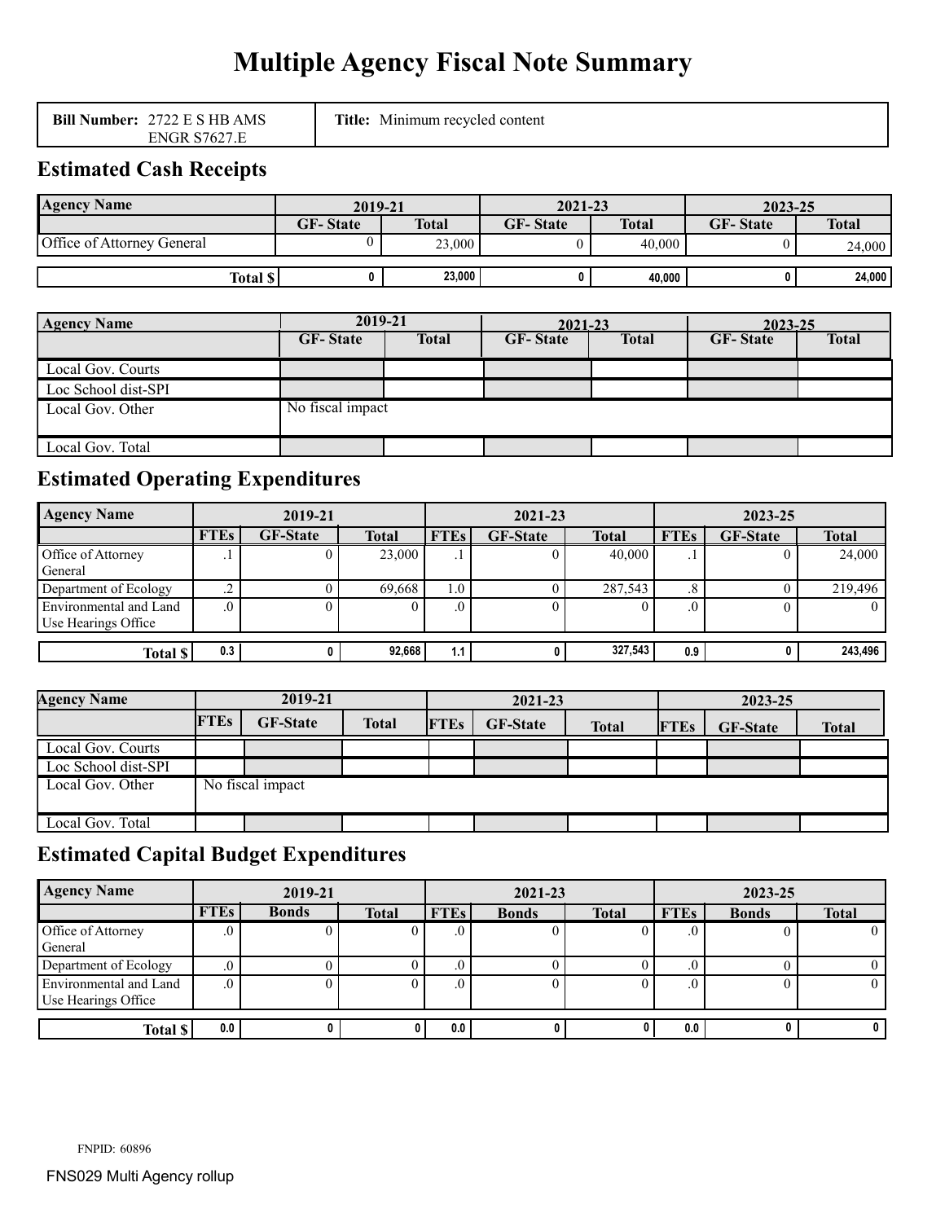# Multiple Agency Fiscal Note Summary

| **Bill Number:** 2722 E S HB AMS ENGR S7627.E | **Title:** Minimum recycled content |
|---|---|

## Estimated Cash Receipts

| Agency Name | 2019-21 | | 2021-23 | | 2023-25 | |
|---|---|---|---|---|---|---|
| | GF- State | Total | GF- State | Total | GF- State | Total |
| Office of Attorney General | 0 | 23,000 | 0 | 40,000 | 0 | 24,000 |
| **Total $** | 0 | 23,000 | 0 | 40,000 | 0 | 24,000 |

| Agency Name | 2019-21 | | 2021-23 | | 2023-25 | |
|---|---|---|---|---|---|---|
| | GF- State | Total | GF- State | Total | GF- State | Total |
| Local Gov. Courts | | | | | | |
| Loc School dist-SPI | | | | | | |
| Local Gov. Other | No fiscal impact | | | | | |
| Local Gov. Total | | | | | | |

## Estimated Operating Expenditures

| Agency Name | 2019-21 | | | 2021-23 | | | 2023-25 | | |
|---|---|---|---|---|---|---|---|---|---|
| | FTEs | GF-State | Total | FTEs | GF-State | Total | FTEs | GF-State | Total |
| Office of Attorney General | .1 | 0 | 23,000 | .1 | 0 | 40,000 | .1 | 0 | 24,000 |
| Department of Ecology | .2 | 0 | 69,668 | 1.0 | 0 | 287,543 | .8 | 0 | 219,496 |
| Environmental and Land Use Hearings Office | .0 | 0 | 0 | .0 | 0 | 0 | .0 | 0 | 0 |
| **Total $** | 0.3 | 0 | 92,668 | 1.1 | 0 | 327,543 | 0.9 | 0 | 243,496 |

| Agency Name | 2019-21 | | | 2021-23 | | | 2023-25 | | |
|---|---|---|---|---|---|---|---|---|---|
| | FTEs | GF-State | Total | FTEs | GF-State | Total | FTEs | GF-State | Total |
| Local Gov. Courts | | | | | | | | | |
| Loc School dist-SPI | | | | | | | | | |
| Local Gov. Other | No fiscal impact | | | | | | | | |
| Local Gov. Total | | | | | | | | | |

## Estimated Capital Budget Expenditures

| Agency Name | 2019-21 | | | 2021-23 | | | 2023-25 | | |
|---|---|---|---|---|---|---|---|---|---|
| | FTEs | Bonds | Total | FTEs | Bonds | Total | FTEs | Bonds | Total |
| Office of Attorney General | .0 | 0 | 0 | .0 | 0 | 0 | .0 | 0 | 0 |
| Department of Ecology | .0 | 0 | 0 | .0 | 0 | 0 | .0 | 0 | 0 |
| Environmental and Land Use Hearings Office | .0 | 0 | 0 | .0 | 0 | 0 | .0 | 0 | 0 |
| **Total $** | 0.0 | 0 | 0 | 0.0 | 0 | 0 | 0.0 | 0 | 0 |

FNPID: 60896

FNS029 Multi Agency rollup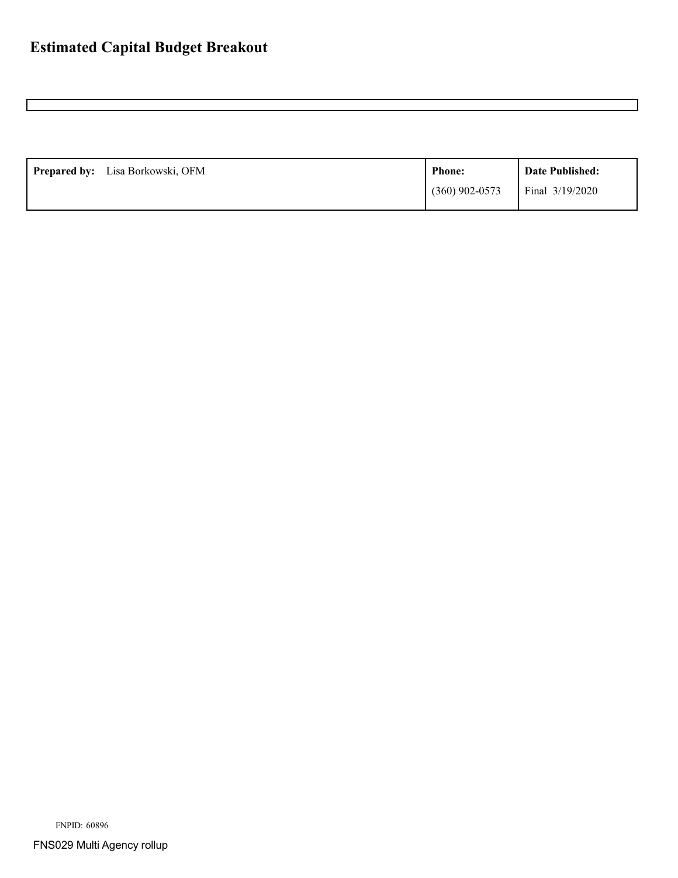# Estimated Capital Budget Breakout

| **Prepared by:** Lisa Borkowski, OFM | **Phone:** | **Date Published:** |
|---|---|---|
| | (360) 902-0573 | Final 3/19/2020 |

FNPID: 60896

FNS029 Multi Agency rollup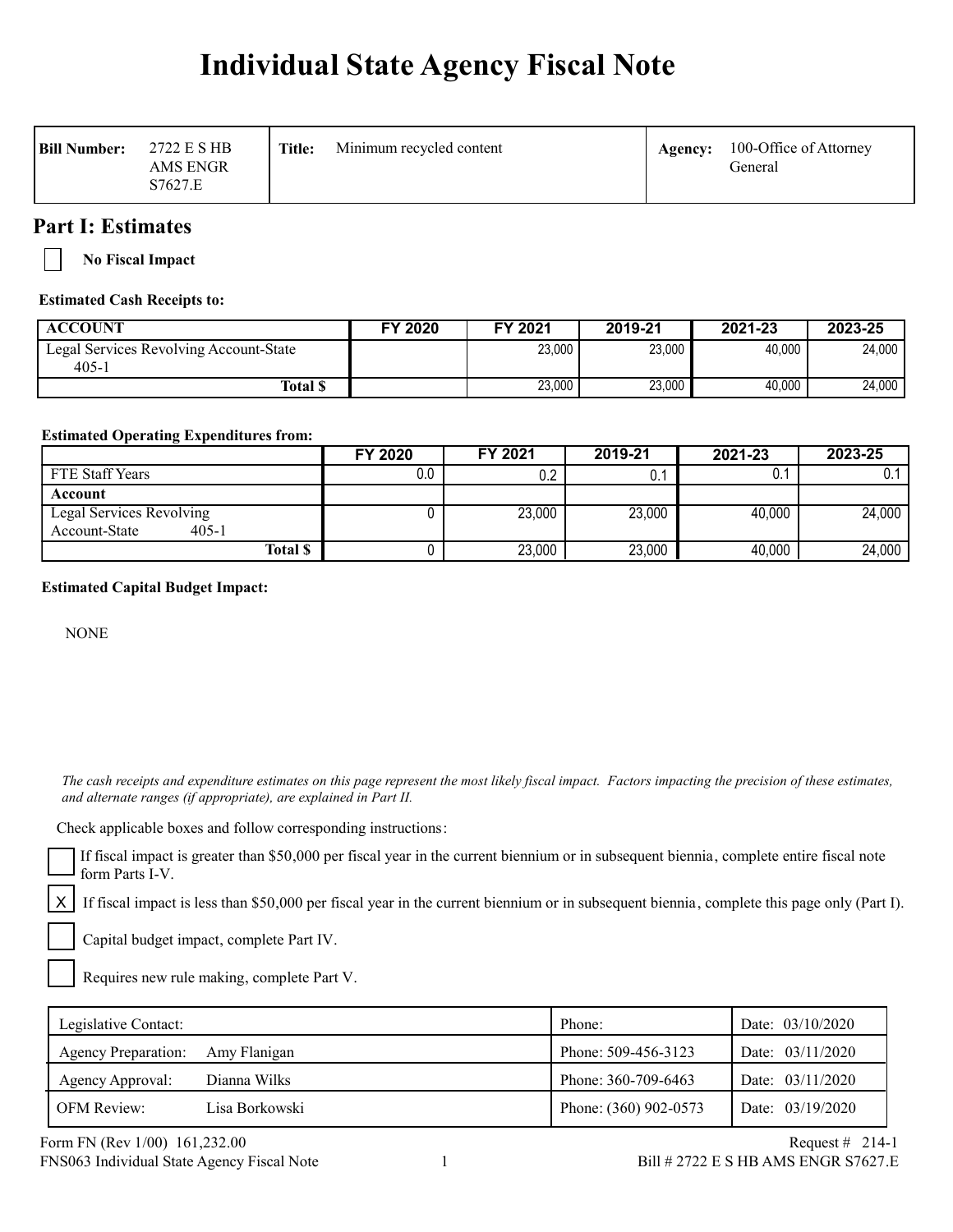# Individual State Agency Fiscal Note

| Bill Number: | 2722 E S HB AMS ENGR S7627.E | Title: | Minimum recycled content | Agency: | 100-Office of Attorney General |
|---|---|---|---|---|---|

## Part I: Estimates

☐ **No Fiscal Impact**

**Estimated Cash Receipts to:**

| ACCOUNT | FY 2020 | FY 2021 | 2019-21 | 2021-23 | 2023-25 |
|---|---|---|---|---|---|
| Legal Services Revolving Account-State 405-1 | | 23,000 | 23,000 | 40,000 | 24,000 |
| **Total $** | | 23,000 | 23,000 | 40,000 | 24,000 |

**Estimated Operating Expenditures from:**

| | FY 2020 | FY 2021 | 2019-21 | 2021-23 | 2023-25 |
|---|---|---|---|---|---|
| FTE Staff Years | 0.0 | 0.2 | 0.1 | 0.1 | 0.1 |
| **Account** | | | | | |
| Legal Services Revolving Account-State 405-1 | 0 | 23,000 | 23,000 | 40,000 | 24,000 |
| **Total $** | 0 | 23,000 | 23,000 | 40,000 | 24,000 |

**Estimated Capital Budget Impact:**

NONE

*The cash receipts and expenditure estimates on this page represent the most likely fiscal impact. Factors impacting the precision of these estimates, and alternate ranges (if appropriate), are explained in Part II.*

Check applicable boxes and follow corresponding instructions:

☐ If fiscal impact is greater than $50,000 per fiscal year in the current biennium or in subsequent biennia, complete entire fiscal note form Parts I-V.

☒ If fiscal impact is less than $50,000 per fiscal year in the current biennium or in subsequent biennia, complete this page only (Part I).

☐ Capital budget impact, complete Part IV.

☐ Requires new rule making, complete Part V.

| Legislative Contact: | | Phone: | Date: 03/10/2020 |
|---|---|---|---|
| Agency Preparation: | Amy Flanigan | Phone: 509-456-3123 | Date: 03/11/2020 |
| Agency Approval: | Dianna Wilks | Phone: 360-709-6463 | Date: 03/11/2020 |
| OFM Review: | Lisa Borkowski | Phone: (360) 902-0573 | Date: 03/19/2020 |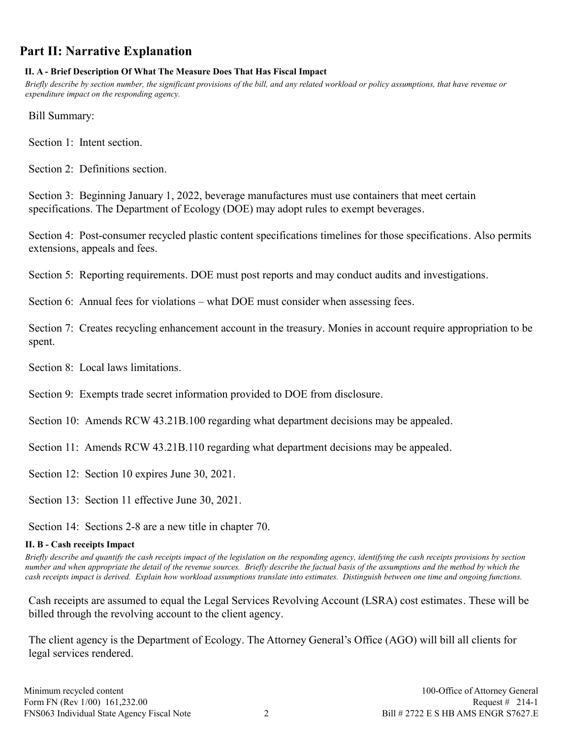## Part II: Narrative Explanation

### II. A - Brief Description Of What The Measure Does That Has Fiscal Impact

*Briefly describe by section number, the significant provisions of the bill, and any related workload or policy assumptions, that have revenue or expenditure impact on the responding agency.*

Bill Summary:

Section 1: Intent section.

Section 2: Definitions section.

Section 3: Beginning January 1, 2022, beverage manufactures must use containers that meet certain specifications. The Department of Ecology (DOE) may adopt rules to exempt beverages.

Section 4: Post-consumer recycled plastic content specifications timelines for those specifications. Also permits extensions, appeals and fees.

Section 5: Reporting requirements. DOE must post reports and may conduct audits and investigations.

Section 6: Annual fees for violations – what DOE must consider when assessing fees.

Section 7: Creates recycling enhancement account in the treasury. Monies in account require appropriation to be spent.

Section 8: Local laws limitations.

Section 9: Exempts trade secret information provided to DOE from disclosure.

Section 10: Amends RCW 43.21B.100 regarding what department decisions may be appealed.

Section 11: Amends RCW 43.21B.110 regarding what department decisions may be appealed.

Section 12: Section 10 expires June 30, 2021.

Section 13: Section 11 effective June 30, 2021.

Section 14: Sections 2-8 are a new title in chapter 70.

### II. B - Cash receipts Impact

*Briefly describe and quantify the cash receipts impact of the legislation on the responding agency, identifying the cash receipts provisions by section number and when appropriate the detail of the revenue sources. Briefly describe the factual basis of the assumptions and the method by which the cash receipts impact is derived. Explain how workload assumptions translate into estimates. Distinguish between one time and ongoing functions.*

Cash receipts are assumed to equal the Legal Services Revolving Account (LSRA) cost estimates. These will be billed through the revolving account to the client agency.

The client agency is the Department of Ecology. The Attorney General's Office (AGO) will bill all clients for legal services rendered.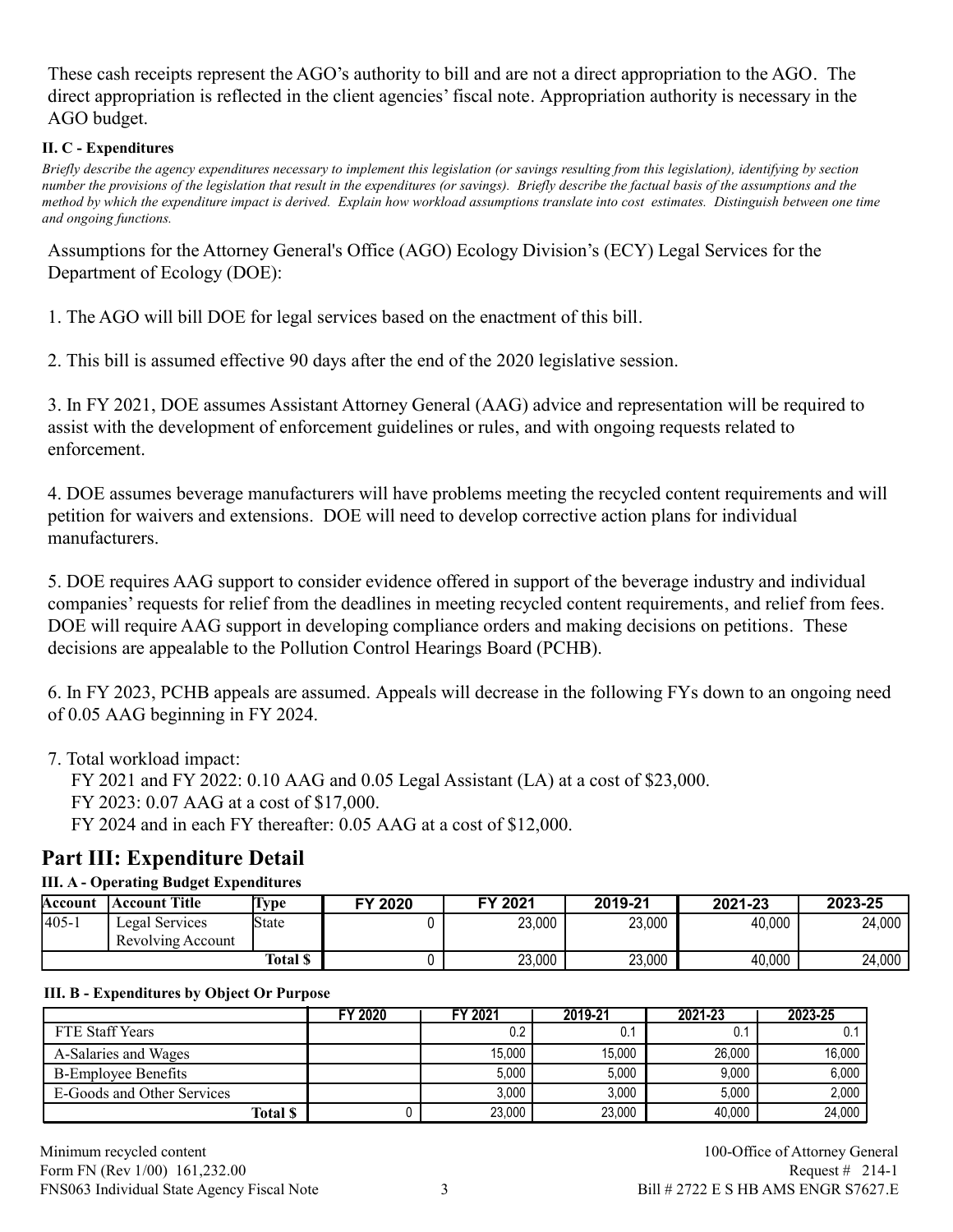These cash receipts represent the AGO's authority to bill and are not a direct appropriation to the AGO. The direct appropriation is reflected in the client agencies' fiscal note. Appropriation authority is necessary in the AGO budget.

**II. C - Expenditures**

*Briefly describe the agency expenditures necessary to implement this legislation (or savings resulting from this legislation), identifying by section number the provisions of the legislation that result in the expenditures (or savings). Briefly describe the factual basis of the assumptions and the method by which the expenditure impact is derived. Explain how workload assumptions translate into cost estimates. Distinguish between one time and ongoing functions.*

Assumptions for the Attorney General's Office (AGO) Ecology Division's (ECY) Legal Services for the Department of Ecology (DOE):

1. The AGO will bill DOE for legal services based on the enactment of this bill.

2. This bill is assumed effective 90 days after the end of the 2020 legislative session.

3. In FY 2021, DOE assumes Assistant Attorney General (AAG) advice and representation will be required to assist with the development of enforcement guidelines or rules, and with ongoing requests related to enforcement.

4. DOE assumes beverage manufacturers will have problems meeting the recycled content requirements and will petition for waivers and extensions. DOE will need to develop corrective action plans for individual manufacturers.

5. DOE requires AAG support to consider evidence offered in support of the beverage industry and individual companies' requests for relief from the deadlines in meeting recycled content requirements, and relief from fees. DOE will require AAG support in developing compliance orders and making decisions on petitions. These decisions are appealable to the Pollution Control Hearings Board (PCHB).

6. In FY 2023, PCHB appeals are assumed. Appeals will decrease in the following FYs down to an ongoing need of 0.05 AAG beginning in FY 2024.

7. Total workload impact:
   FY 2021 and FY 2022: 0.10 AAG and 0.05 Legal Assistant (LA) at a cost of $23,000.
   FY 2023: 0.07 AAG at a cost of $17,000.
   FY 2024 and in each FY thereafter: 0.05 AAG at a cost of $12,000.

## Part III: Expenditure Detail

**III. A - Operating Budget Expenditures**

| Account | Account Title | Type | FY 2020 | FY 2021 | 2019-21 | 2021-23 | 2023-25 |
|---|---|---|---|---|---|---|---|
| 405-1 | Legal Services Revolving Account | State | 0 | 23,000 | 23,000 | 40,000 | 24,000 |
| | | **Total $** | 0 | 23,000 | 23,000 | 40,000 | 24,000 |

**III. B - Expenditures by Object Or Purpose**

| | FY 2020 | FY 2021 | 2019-21 | 2021-23 | 2023-25 |
|---|---|---|---|---|---|
| FTE Staff Years | | 0.2 | 0.1 | 0.1 | 0.1 |
| A-Salaries and Wages | | 15,000 | 15,000 | 26,000 | 16,000 |
| B-Employee Benefits | | 5,000 | 5,000 | 9,000 | 6,000 |
| E-Goods and Other Services | | 3,000 | 3,000 | 5,000 | 2,000 |
| **Total $** | 0 | 23,000 | 23,000 | 40,000 | 24,000 |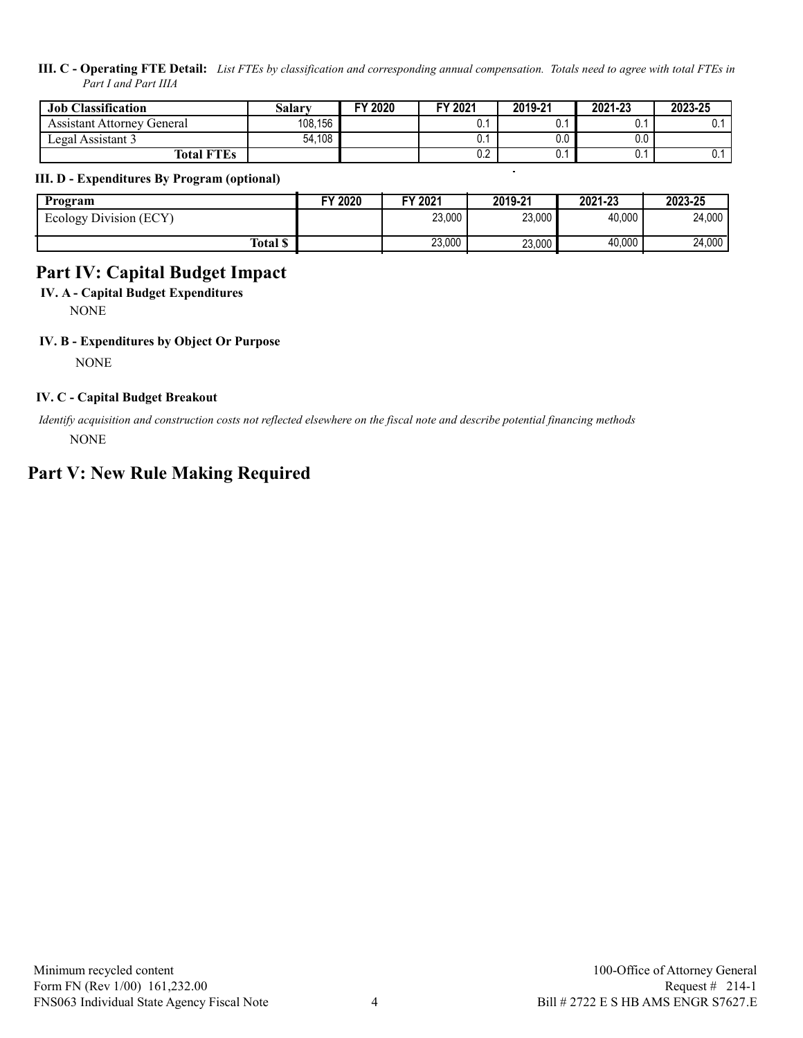**III. C - Operating FTE Detail:** *List FTEs by classification and corresponding annual compensation. Totals need to agree with total FTEs in Part I and Part IIIA*

| Job Classification | Salary | FY 2020 | FY 2021 | 2019-21 | 2021-23 | 2023-25 |
|---|---|---|---|---|---|---|
| Assistant Attorney General | 108,156 | | 0.1 | 0.1 | 0.1 | 0.1 |
| Legal Assistant 3 | 54,108 | | 0.1 | 0.0 | 0.0 | |
| **Total FTEs** | | | 0.2 | 0.1 | 0.1 | 0.1 |

**III. D - Expenditures By Program (optional)**

| Program | FY 2020 | FY 2021 | 2019-21 | 2021-23 | 2023-25 |
|---|---|---|---|---|---|
| Ecology Division (ECY) | | 23,000 | 23,000 | 40,000 | 24,000 |
| **Total $** | | 23,000 | 23,000 | 40,000 | 24,000 |

# Part IV: Capital Budget Impact

**IV. A - Capital Budget Expenditures**

NONE

**IV. B - Expenditures by Object Or Purpose**

NONE

**IV. C - Capital Budget Breakout**

*Identify acquisition and construction costs not reflected elsewhere on the fiscal note and describe potential financing methods*

NONE

# Part V: New Rule Making Required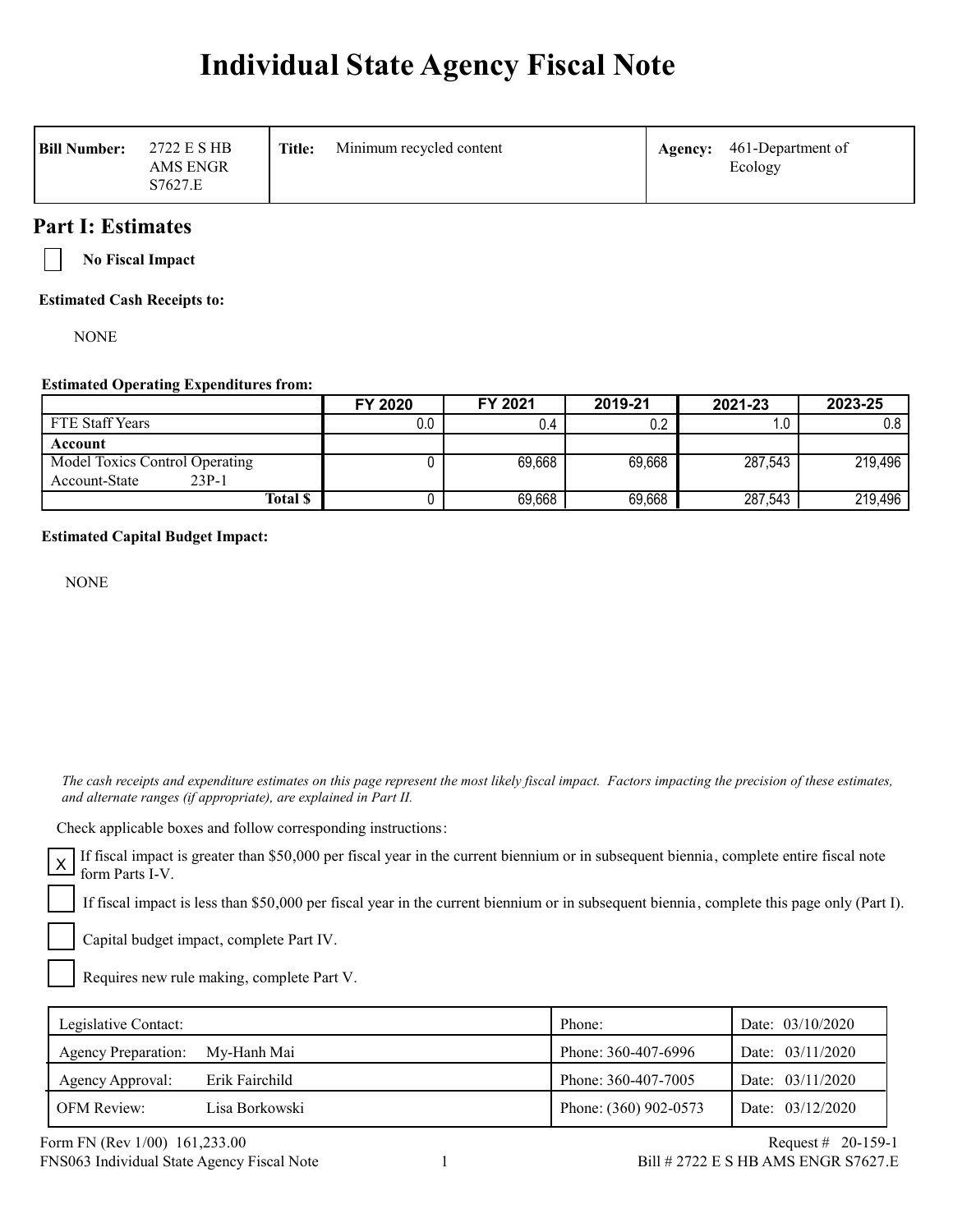# Individual State Agency Fiscal Note

| Bill Number: | 2722 E S HB AMS ENGR S7627.E | Title: | Minimum recycled content | Agency: | 461-Department of Ecology |
|---|---|---|---|---|---|

## Part I: Estimates

☐ **No Fiscal Impact**

**Estimated Cash Receipts to:**

NONE

**Estimated Operating Expenditures from:**

| | FY 2020 | FY 2021 | 2019-21 | 2021-23 | 2023-25 |
|---|---|---|---|---|---|
| FTE Staff Years | 0.0 | 0.4 | 0.2 | 1.0 | 0.8 |
| **Account** | | | | | |
| Model Toxics Control Operating Account-State 23P-1 | 0 | 69,668 | 69,668 | 287,543 | 219,496 |
| **Total $** | 0 | 69,668 | 69,668 | 287,543 | 219,496 |

**Estimated Capital Budget Impact:**

NONE

*The cash receipts and expenditure estimates on this page represent the most likely fiscal impact. Factors impacting the precision of these estimates, and alternate ranges (if appropriate), are explained in Part II.*

Check applicable boxes and follow corresponding instructions:

☒ If fiscal impact is greater than $50,000 per fiscal year in the current biennium or in subsequent biennia, complete entire fiscal note form Parts I-V.

☐ If fiscal impact is less than $50,000 per fiscal year in the current biennium or in subsequent biennia, complete this page only (Part I).

☐ Capital budget impact, complete Part IV.

☐ Requires new rule making, complete Part V.

| Legislative Contact: | | Phone: | Date: 03/10/2020 |
|---|---|---|---|
| Agency Preparation: | My-Hanh Mai | Phone: 360-407-6996 | Date: 03/11/2020 |
| Agency Approval: | Erik Fairchild | Phone: 360-407-7005 | Date: 03/11/2020 |
| OFM Review: | Lisa Borkowski | Phone: (360) 902-0573 | Date: 03/12/2020 |

Form FN (Rev 1/00) 161,233.00 — Request # 20-159-1

FNS063 Individual State Agency Fiscal Note — Bill # 2722 E S HB AMS ENGR S7627.E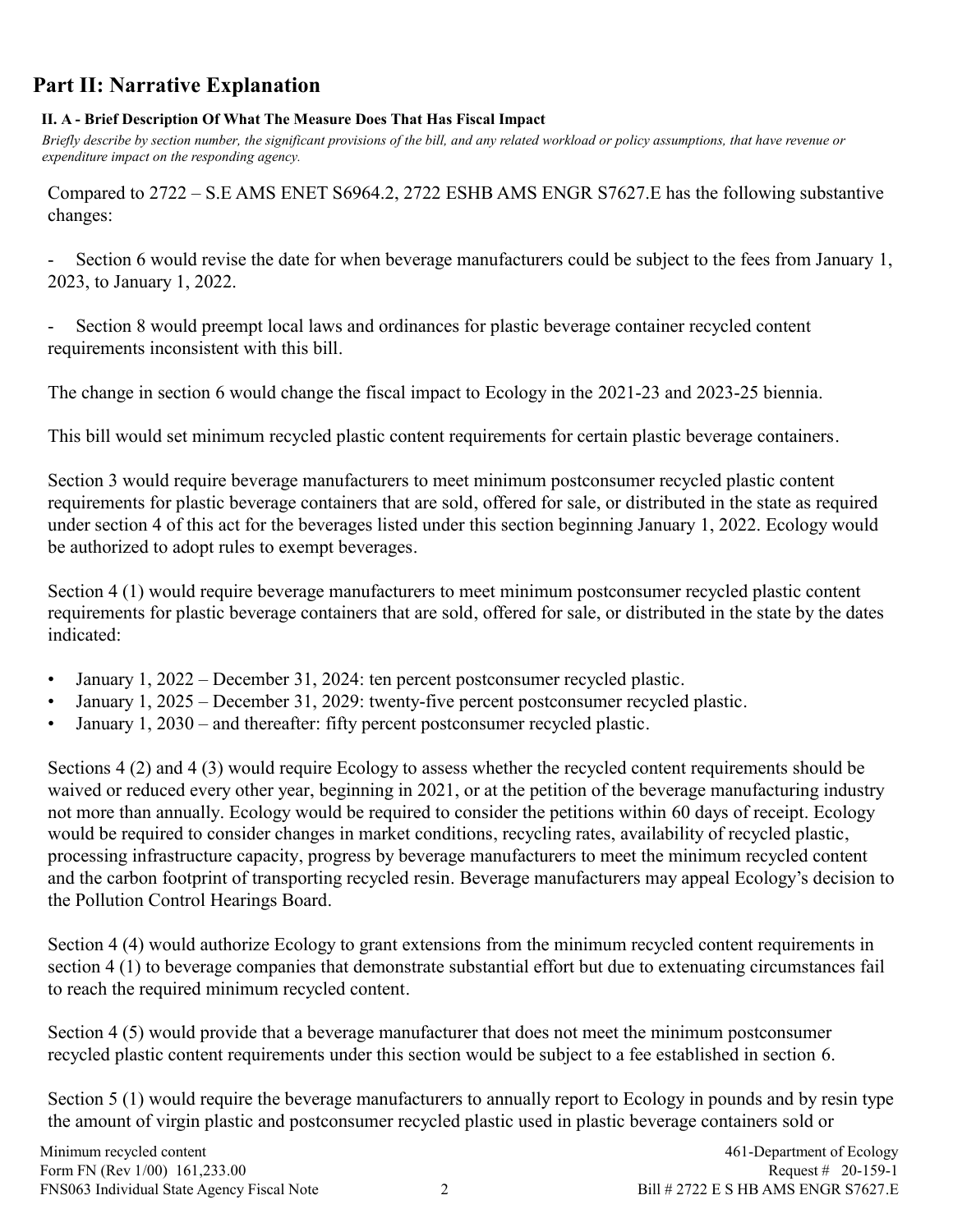## Part II: Narrative Explanation

### II. A - Brief Description Of What The Measure Does That Has Fiscal Impact

*Briefly describe by section number, the significant provisions of the bill, and any related workload or policy assumptions, that have revenue or expenditure impact on the responding agency.*

Compared to 2722 – S.E AMS ENET S6964.2, 2722 ESHB AMS ENGR S7627.E has the following substantive changes:

- Section 6 would revise the date for when beverage manufacturers could be subject to the fees from January 1, 2023, to January 1, 2022.

- Section 8 would preempt local laws and ordinances for plastic beverage container recycled content requirements inconsistent with this bill.

The change in section 6 would change the fiscal impact to Ecology in the 2021-23 and 2023-25 biennia.

This bill would set minimum recycled plastic content requirements for certain plastic beverage containers.

Section 3 would require beverage manufacturers to meet minimum postconsumer recycled plastic content requirements for plastic beverage containers that are sold, offered for sale, or distributed in the state as required under section 4 of this act for the beverages listed under this section beginning January 1, 2022. Ecology would be authorized to adopt rules to exempt beverages.

Section 4 (1) would require beverage manufacturers to meet minimum postconsumer recycled plastic content requirements for plastic beverage containers that are sold, offered for sale, or distributed in the state by the dates indicated:

- January 1, 2022 – December 31, 2024: ten percent postconsumer recycled plastic.
- January 1, 2025 – December 31, 2029: twenty-five percent postconsumer recycled plastic.
- January 1, 2030 – and thereafter: fifty percent postconsumer recycled plastic.

Sections 4 (2) and 4 (3) would require Ecology to assess whether the recycled content requirements should be waived or reduced every other year, beginning in 2021, or at the petition of the beverage manufacturing industry not more than annually. Ecology would be required to consider the petitions within 60 days of receipt. Ecology would be required to consider changes in market conditions, recycling rates, availability of recycled plastic, processing infrastructure capacity, progress by beverage manufacturers to meet the minimum recycled content and the carbon footprint of transporting recycled resin. Beverage manufacturers may appeal Ecology's decision to the Pollution Control Hearings Board.

Section 4 (4) would authorize Ecology to grant extensions from the minimum recycled content requirements in section 4 (1) to beverage companies that demonstrate substantial effort but due to extenuating circumstances fail to reach the required minimum recycled content.

Section 4 (5) would provide that a beverage manufacturer that does not meet the minimum postconsumer recycled plastic content requirements under this section would be subject to a fee established in section 6.

Section 5 (1) would require the beverage manufacturers to annually report to Ecology in pounds and by resin type the amount of virgin plastic and postconsumer recycled plastic used in plastic beverage containers sold or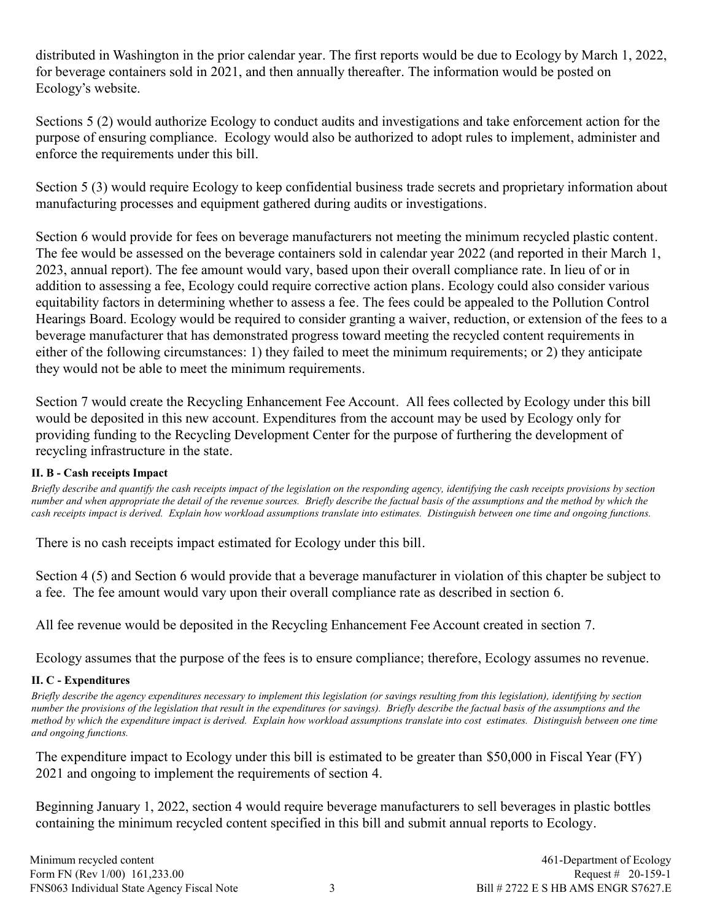distributed in Washington in the prior calendar year. The first reports would be due to Ecology by March 1, 2022, for beverage containers sold in 2021, and then annually thereafter. The information would be posted on Ecology's website.

Sections 5 (2) would authorize Ecology to conduct audits and investigations and take enforcement action for the purpose of ensuring compliance. Ecology would also be authorized to adopt rules to implement, administer and enforce the requirements under this bill.

Section 5 (3) would require Ecology to keep confidential business trade secrets and proprietary information about manufacturing processes and equipment gathered during audits or investigations.

Section 6 would provide for fees on beverage manufacturers not meeting the minimum recycled plastic content. The fee would be assessed on the beverage containers sold in calendar year 2022 (and reported in their March 1, 2023, annual report). The fee amount would vary, based upon their overall compliance rate. In lieu of or in addition to assessing a fee, Ecology could require corrective action plans. Ecology could also consider various equitability factors in determining whether to assess a fee. The fees could be appealed to the Pollution Control Hearings Board. Ecology would be required to consider granting a waiver, reduction, or extension of the fees to a beverage manufacturer that has demonstrated progress toward meeting the recycled content requirements in either of the following circumstances: 1) they failed to meet the minimum requirements; or 2) they anticipate they would not be able to meet the minimum requirements.

Section 7 would create the Recycling Enhancement Fee Account. All fees collected by Ecology under this bill would be deposited in this new account. Expenditures from the account may be used by Ecology only for providing funding to the Recycling Development Center for the purpose of furthering the development of recycling infrastructure in the state.

#### II. B - Cash receipts Impact

*Briefly describe and quantify the cash receipts impact of the legislation on the responding agency, identifying the cash receipts provisions by section number and when appropriate the detail of the revenue sources. Briefly describe the factual basis of the assumptions and the method by which the cash receipts impact is derived. Explain how workload assumptions translate into estimates. Distinguish between one time and ongoing functions.*

There is no cash receipts impact estimated for Ecology under this bill.

Section 4 (5) and Section 6 would provide that a beverage manufacturer in violation of this chapter be subject to a fee. The fee amount would vary upon their overall compliance rate as described in section 6.

All fee revenue would be deposited in the Recycling Enhancement Fee Account created in section 7.

Ecology assumes that the purpose of the fees is to ensure compliance; therefore, Ecology assumes no revenue.

#### II. C - Expenditures

*Briefly describe the agency expenditures necessary to implement this legislation (or savings resulting from this legislation), identifying by section number the provisions of the legislation that result in the expenditures (or savings). Briefly describe the factual basis of the assumptions and the method by which the expenditure impact is derived. Explain how workload assumptions translate into cost estimates. Distinguish between one time and ongoing functions.*

The expenditure impact to Ecology under this bill is estimated to be greater than $50,000 in Fiscal Year (FY) 2021 and ongoing to implement the requirements of section 4.

Beginning January 1, 2022, section 4 would require beverage manufacturers to sell beverages in plastic bottles containing the minimum recycled content specified in this bill and submit annual reports to Ecology.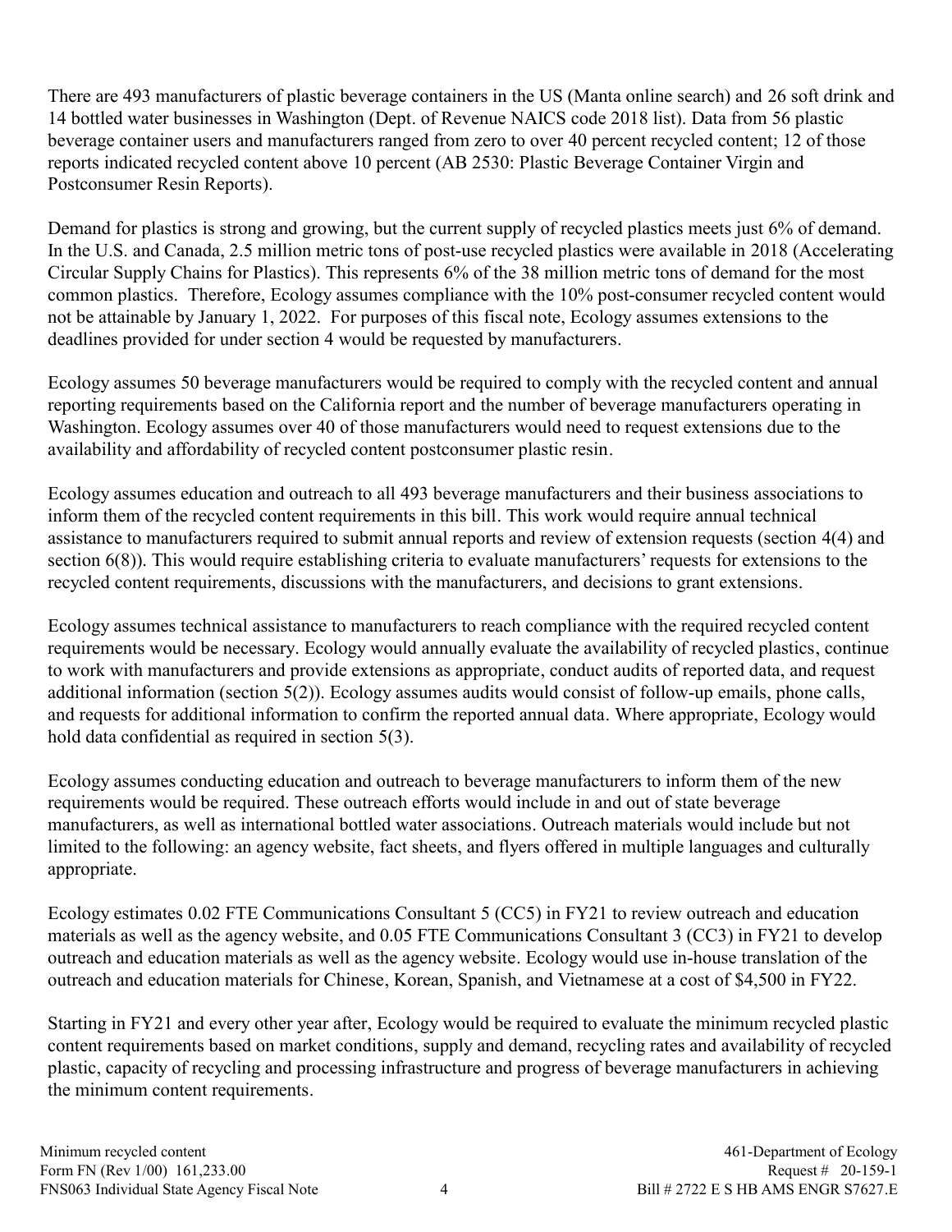There are 493 manufacturers of plastic beverage containers in the US (Manta online search) and 26 soft drink and 14 bottled water businesses in Washington (Dept. of Revenue NAICS code 2018 list). Data from 56 plastic beverage container users and manufacturers ranged from zero to over 40 percent recycled content; 12 of those reports indicated recycled content above 10 percent (AB 2530: Plastic Beverage Container Virgin and Postconsumer Resin Reports).

Demand for plastics is strong and growing, but the current supply of recycled plastics meets just 6% of demand. In the U.S. and Canada, 2.5 million metric tons of post-use recycled plastics were available in 2018 (Accelerating Circular Supply Chains for Plastics). This represents 6% of the 38 million metric tons of demand for the most common plastics. Therefore, Ecology assumes compliance with the 10% post-consumer recycled content would not be attainable by January 1, 2022. For purposes of this fiscal note, Ecology assumes extensions to the deadlines provided for under section 4 would be requested by manufacturers.

Ecology assumes 50 beverage manufacturers would be required to comply with the recycled content and annual reporting requirements based on the California report and the number of beverage manufacturers operating in Washington. Ecology assumes over 40 of those manufacturers would need to request extensions due to the availability and affordability of recycled content postconsumer plastic resin.

Ecology assumes education and outreach to all 493 beverage manufacturers and their business associations to inform them of the recycled content requirements in this bill. This work would require annual technical assistance to manufacturers required to submit annual reports and review of extension requests (section 4(4) and section 6(8)). This would require establishing criteria to evaluate manufacturers' requests for extensions to the recycled content requirements, discussions with the manufacturers, and decisions to grant extensions.

Ecology assumes technical assistance to manufacturers to reach compliance with the required recycled content requirements would be necessary. Ecology would annually evaluate the availability of recycled plastics, continue to work with manufacturers and provide extensions as appropriate, conduct audits of reported data, and request additional information (section 5(2)). Ecology assumes audits would consist of follow-up emails, phone calls, and requests for additional information to confirm the reported annual data. Where appropriate, Ecology would hold data confidential as required in section 5(3).

Ecology assumes conducting education and outreach to beverage manufacturers to inform them of the new requirements would be required. These outreach efforts would include in and out of state beverage manufacturers, as well as international bottled water associations. Outreach materials would include but not limited to the following: an agency website, fact sheets, and flyers offered in multiple languages and culturally appropriate.

Ecology estimates 0.02 FTE Communications Consultant 5 (CC5) in FY21 to review outreach and education materials as well as the agency website, and 0.05 FTE Communications Consultant 3 (CC3) in FY21 to develop outreach and education materials as well as the agency website. Ecology would use in-house translation of the outreach and education materials for Chinese, Korean, Spanish, and Vietnamese at a cost of $4,500 in FY22.

Starting in FY21 and every other year after, Ecology would be required to evaluate the minimum recycled plastic content requirements based on market conditions, supply and demand, recycling rates and availability of recycled plastic, capacity of recycling and processing infrastructure and progress of beverage manufacturers in achieving the minimum content requirements.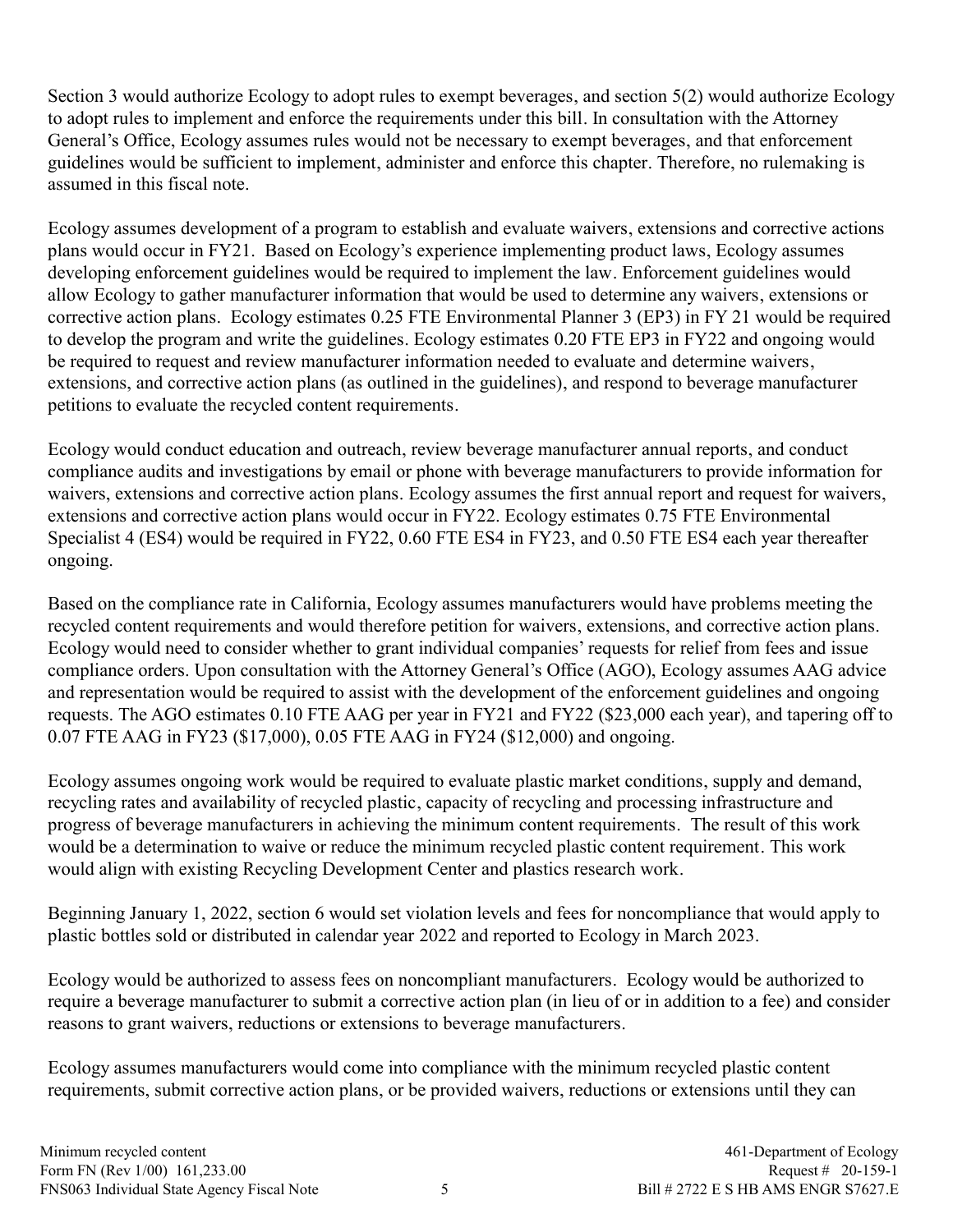Section 3 would authorize Ecology to adopt rules to exempt beverages, and section 5(2) would authorize Ecology to adopt rules to implement and enforce the requirements under this bill. In consultation with the Attorney General's Office, Ecology assumes rules would not be necessary to exempt beverages, and that enforcement guidelines would be sufficient to implement, administer and enforce this chapter. Therefore, no rulemaking is assumed in this fiscal note.

Ecology assumes development of a program to establish and evaluate waivers, extensions and corrective actions plans would occur in FY21. Based on Ecology's experience implementing product laws, Ecology assumes developing enforcement guidelines would be required to implement the law. Enforcement guidelines would allow Ecology to gather manufacturer information that would be used to determine any waivers, extensions or corrective action plans. Ecology estimates 0.25 FTE Environmental Planner 3 (EP3) in FY 21 would be required to develop the program and write the guidelines. Ecology estimates 0.20 FTE EP3 in FY22 and ongoing would be required to request and review manufacturer information needed to evaluate and determine waivers, extensions, and corrective action plans (as outlined in the guidelines), and respond to beverage manufacturer petitions to evaluate the recycled content requirements.

Ecology would conduct education and outreach, review beverage manufacturer annual reports, and conduct compliance audits and investigations by email or phone with beverage manufacturers to provide information for waivers, extensions and corrective action plans. Ecology assumes the first annual report and request for waivers, extensions and corrective action plans would occur in FY22. Ecology estimates 0.75 FTE Environmental Specialist 4 (ES4) would be required in FY22, 0.60 FTE ES4 in FY23, and 0.50 FTE ES4 each year thereafter ongoing.

Based on the compliance rate in California, Ecology assumes manufacturers would have problems meeting the recycled content requirements and would therefore petition for waivers, extensions, and corrective action plans. Ecology would need to consider whether to grant individual companies' requests for relief from fees and issue compliance orders. Upon consultation with the Attorney General's Office (AGO), Ecology assumes AAG advice and representation would be required to assist with the development of the enforcement guidelines and ongoing requests. The AGO estimates 0.10 FTE AAG per year in FY21 and FY22 ($23,000 each year), and tapering off to 0.07 FTE AAG in FY23 ($17,000), 0.05 FTE AAG in FY24 ($12,000) and ongoing.

Ecology assumes ongoing work would be required to evaluate plastic market conditions, supply and demand, recycling rates and availability of recycled plastic, capacity of recycling and processing infrastructure and progress of beverage manufacturers in achieving the minimum content requirements. The result of this work would be a determination to waive or reduce the minimum recycled plastic content requirement. This work would align with existing Recycling Development Center and plastics research work.

Beginning January 1, 2022, section 6 would set violation levels and fees for noncompliance that would apply to plastic bottles sold or distributed in calendar year 2022 and reported to Ecology in March 2023.

Ecology would be authorized to assess fees on noncompliant manufacturers. Ecology would be authorized to require a beverage manufacturer to submit a corrective action plan (in lieu of or in addition to a fee) and consider reasons to grant waivers, reductions or extensions to beverage manufacturers.

Ecology assumes manufacturers would come into compliance with the minimum recycled plastic content requirements, submit corrective action plans, or be provided waivers, reductions or extensions until they can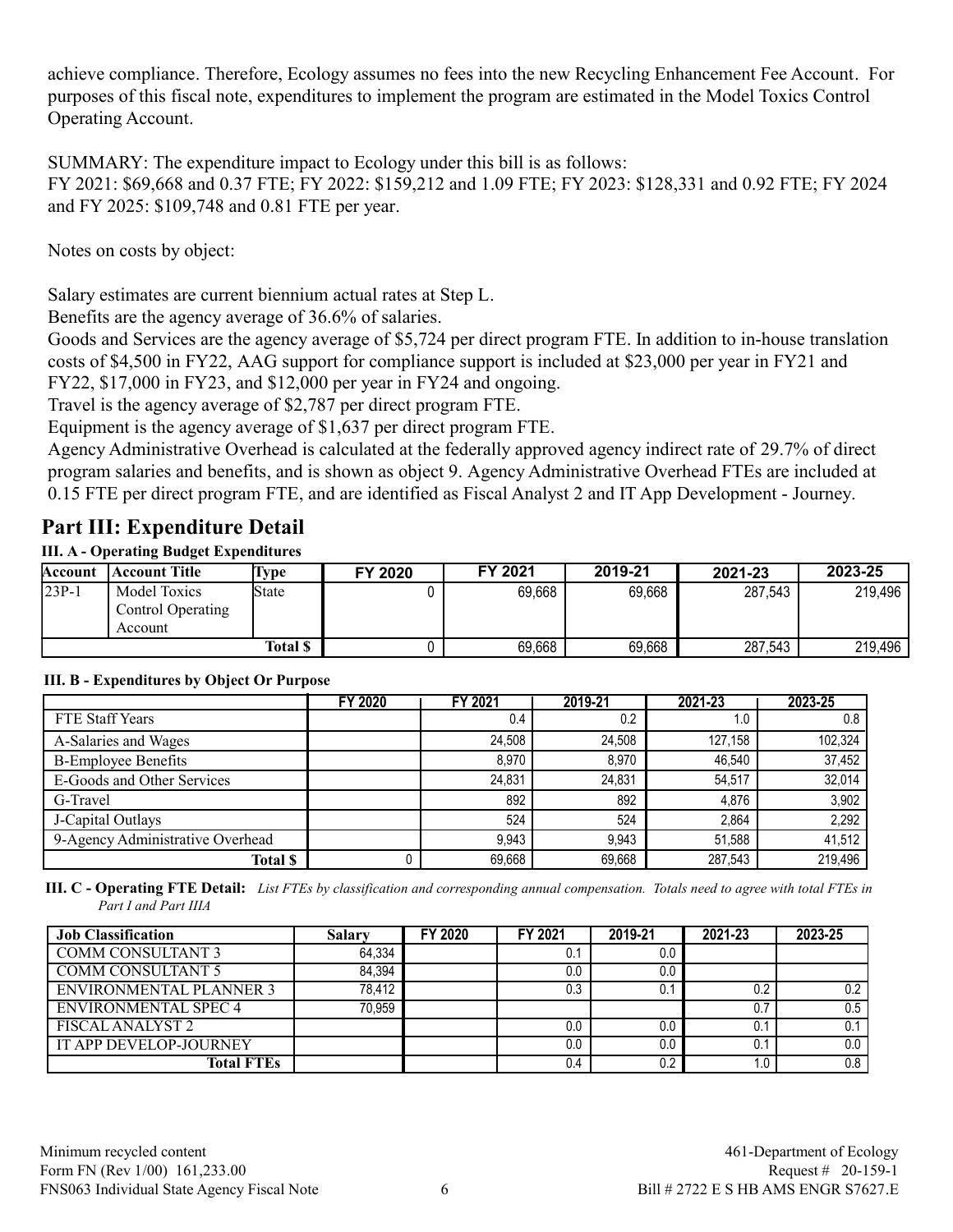achieve compliance. Therefore, Ecology assumes no fees into the new Recycling Enhancement Fee Account. For purposes of this fiscal note, expenditures to implement the program are estimated in the Model Toxics Control Operating Account.

SUMMARY: The expenditure impact to Ecology under this bill is as follows:
FY 2021: $69,668 and 0.37 FTE; FY 2022: $159,212 and 1.09 FTE; FY 2023: $128,331 and 0.92 FTE; FY 2024 and FY 2025: $109,748 and 0.81 FTE per year.

Notes on costs by object:

Salary estimates are current biennium actual rates at Step L.
Benefits are the agency average of 36.6% of salaries.
Goods and Services are the agency average of $5,724 per direct program FTE. In addition to in-house translation costs of $4,500 in FY22, AAG support for compliance support is included at $23,000 per year in FY21 and FY22, $17,000 in FY23, and $12,000 per year in FY24 and ongoing.
Travel is the agency average of $2,787 per direct program FTE.
Equipment is the agency average of $1,637 per direct program FTE.
Agency Administrative Overhead is calculated at the federally approved agency indirect rate of 29.7% of direct program salaries and benefits, and is shown as object 9. Agency Administrative Overhead FTEs are included at 0.15 FTE per direct program FTE, and are identified as Fiscal Analyst 2 and IT App Development - Journey.

## Part III: Expenditure Detail

### III. A - Operating Budget Expenditures

| Account | Account Title | Type | FY 2020 | FY 2021 | 2019-21 | 2021-23 | 2023-25 |
|---|---|---|---|---|---|---|---|
| 23P-1 | Model Toxics Control Operating Account | State | 0 | 69,668 | 69,668 | 287,543 | 219,496 |
| | | **Total $** | 0 | 69,668 | 69,668 | 287,543 | 219,496 |

### III. B - Expenditures by Object Or Purpose

| | FY 2020 | FY 2021 | 2019-21 | 2021-23 | 2023-25 |
|---|---|---|---|---|---|
| FTE Staff Years | | 0.4 | 0.2 | 1.0 | 0.8 |
| A-Salaries and Wages | | 24,508 | 24,508 | 127,158 | 102,324 |
| B-Employee Benefits | | 8,970 | 8,970 | 46,540 | 37,452 |
| E-Goods and Other Services | | 24,831 | 24,831 | 54,517 | 32,014 |
| G-Travel | | 892 | 892 | 4,876 | 3,902 |
| J-Capital Outlays | | 524 | 524 | 2,864 | 2,292 |
| 9-Agency Administrative Overhead | | 9,943 | 9,943 | 51,588 | 41,512 |
| **Total $** | 0 | 69,668 | 69,668 | 287,543 | 219,496 |

### III. C - Operating FTE Detail:

*List FTEs by classification and corresponding annual compensation. Totals need to agree with total FTEs in Part I and Part IIIA*

| Job Classification | Salary | FY 2020 | FY 2021 | 2019-21 | 2021-23 | 2023-25 |
|---|---|---|---|---|---|---|
| COMM CONSULTANT 3 | 64,334 | | 0.1 | 0.0 | | |
| COMM CONSULTANT 5 | 84,394 | | 0.0 | 0.0 | | |
| ENVIRONMENTAL PLANNER 3 | 78,412 | | 0.3 | 0.1 | 0.2 | 0.2 |
| ENVIRONMENTAL SPEC 4 | 70,959 | | | | 0.7 | 0.5 |
| FISCAL ANALYST 2 | | | 0.0 | 0.0 | 0.1 | 0.1 |
| IT APP DEVELOP-JOURNEY | | | 0.0 | 0.0 | 0.1 | 0.0 |
| **Total FTEs** | | | 0.4 | 0.2 | 1.0 | 0.8 |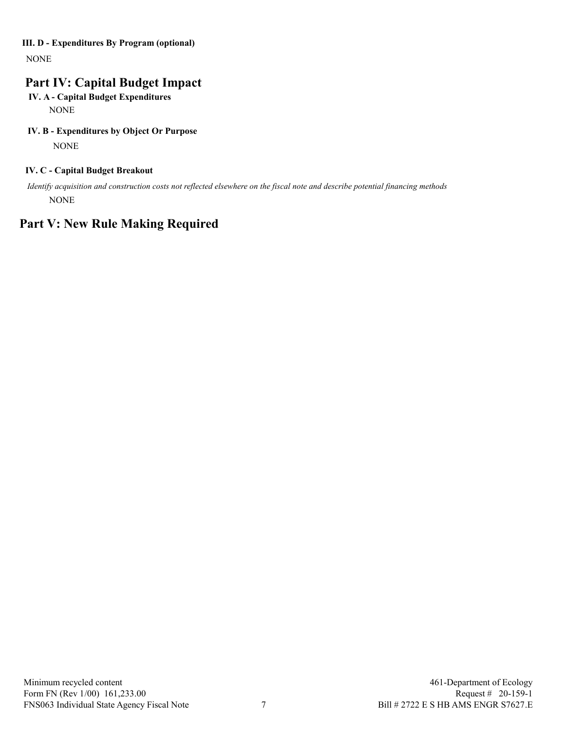### III. D - Expenditures By Program (optional)

NONE

## Part IV: Capital Budget Impact

### IV. A - Capital Budget Expenditures

NONE

### IV. B - Expenditures by Object Or Purpose

NONE

### IV. C - Capital Budget Breakout

*Identify acquisition and construction costs not reflected elsewhere on the fiscal note and describe potential financing methods*

NONE

## Part V: New Rule Making Required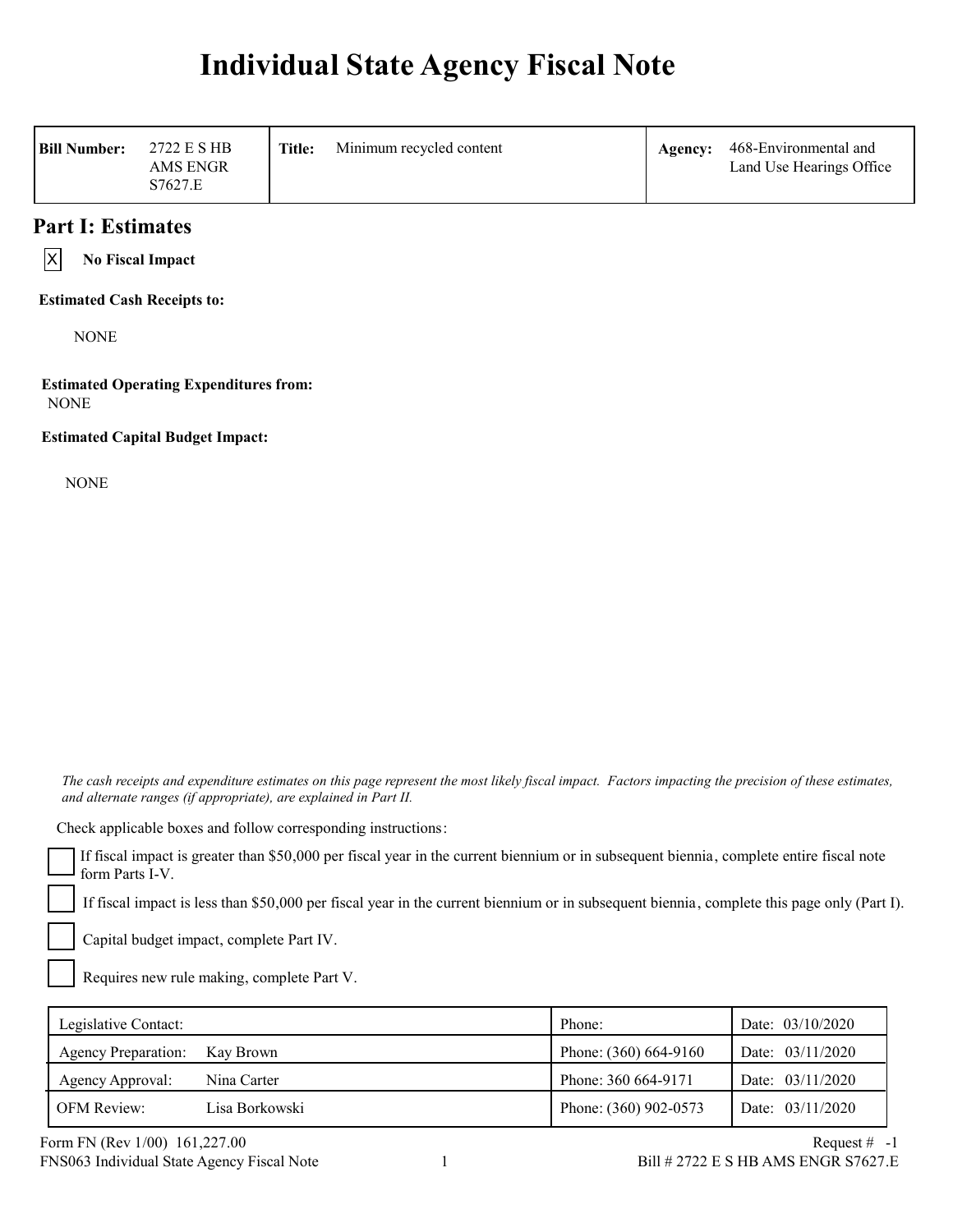# Individual State Agency Fiscal Note

| Bill Number: | 2722 E S HB AMS ENGR S7627.E | Title: | Minimum recycled content | Agency: | 468-Environmental and Land Use Hearings Office |
|---|---|---|---|---|---|

## Part I: Estimates

[X] **No Fiscal Impact**

**Estimated Cash Receipts to:**

NONE

**Estimated Operating Expenditures from:**

NONE

**Estimated Capital Budget Impact:**

NONE

*The cash receipts and expenditure estimates on this page represent the most likely fiscal impact. Factors impacting the precision of these estimates, and alternate ranges (if appropriate), are explained in Part II.*

Check applicable boxes and follow corresponding instructions:

[ ] If fiscal impact is greater than $50,000 per fiscal year in the current biennium or in subsequent biennia, complete entire fiscal note form Parts I-V.

[ ] If fiscal impact is less than $50,000 per fiscal year in the current biennium or in subsequent biennia, complete this page only (Part I).

[ ] Capital budget impact, complete Part IV.

[ ] Requires new rule making, complete Part V.

| Legislative Contact: | | Phone: | Date: 03/10/2020 |
|---|---|---|---|
| Agency Preparation: | Kay Brown | Phone: (360) 664-9160 | Date: 03/11/2020 |
| Agency Approval: | Nina Carter | Phone: 360 664-9171 | Date: 03/11/2020 |
| OFM Review: | Lisa Borkowski | Phone: (360) 902-0573 | Date: 03/11/2020 |

Form FN (Rev 1/00) 161,227.00 Request # -1

FNS063 Individual State Agency Fiscal Note Bill # 2722 E S HB AMS ENGR S7627.E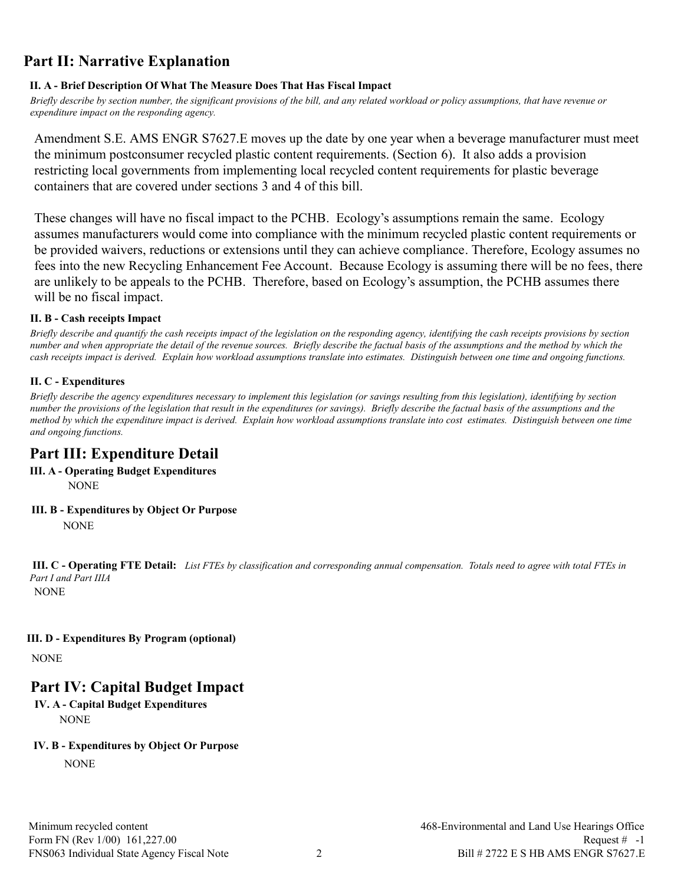## Part II: Narrative Explanation

### II. A - Brief Description Of What The Measure Does That Has Fiscal Impact

*Briefly describe by section number, the significant provisions of the bill, and any related workload or policy assumptions, that have revenue or expenditure impact on the responding agency.*

Amendment S.E. AMS ENGR S7627.E moves up the date by one year when a beverage manufacturer must meet the minimum postconsumer recycled plastic content requirements. (Section 6). It also adds a provision restricting local governments from implementing local recycled content requirements for plastic beverage containers that are covered under sections 3 and 4 of this bill.

These changes will have no fiscal impact to the PCHB. Ecology's assumptions remain the same. Ecology assumes manufacturers would come into compliance with the minimum recycled plastic content requirements or be provided waivers, reductions or extensions until they can achieve compliance. Therefore, Ecology assumes no fees into the new Recycling Enhancement Fee Account. Because Ecology is assuming there will be no fees, there are unlikely to be appeals to the PCHB. Therefore, based on Ecology's assumption, the PCHB assumes there will be no fiscal impact.

### II. B - Cash receipts Impact

*Briefly describe and quantify the cash receipts impact of the legislation on the responding agency, identifying the cash receipts provisions by section number and when appropriate the detail of the revenue sources. Briefly describe the factual basis of the assumptions and the method by which the cash receipts impact is derived. Explain how workload assumptions translate into estimates. Distinguish between one time and ongoing functions.*

### II. C - Expenditures

*Briefly describe the agency expenditures necessary to implement this legislation (or savings resulting from this legislation), identifying by section number the provisions of the legislation that result in the expenditures (or savings). Briefly describe the factual basis of the assumptions and the method by which the expenditure impact is derived. Explain how workload assumptions translate into cost estimates. Distinguish between one time and ongoing functions.*

## Part III: Expenditure Detail

### III. A - Operating Budget Expenditures

NONE

### III. B - Expenditures by Object Or Purpose

NONE

**III. C - Operating FTE Detail:** *List FTEs by classification and corresponding annual compensation. Totals need to agree with total FTEs in Part I and Part IIIA*

NONE

### III. D - Expenditures By Program (optional)

NONE

## Part IV: Capital Budget Impact

### IV. A - Capital Budget Expenditures

NONE

### IV. B - Expenditures by Object Or Purpose

NONE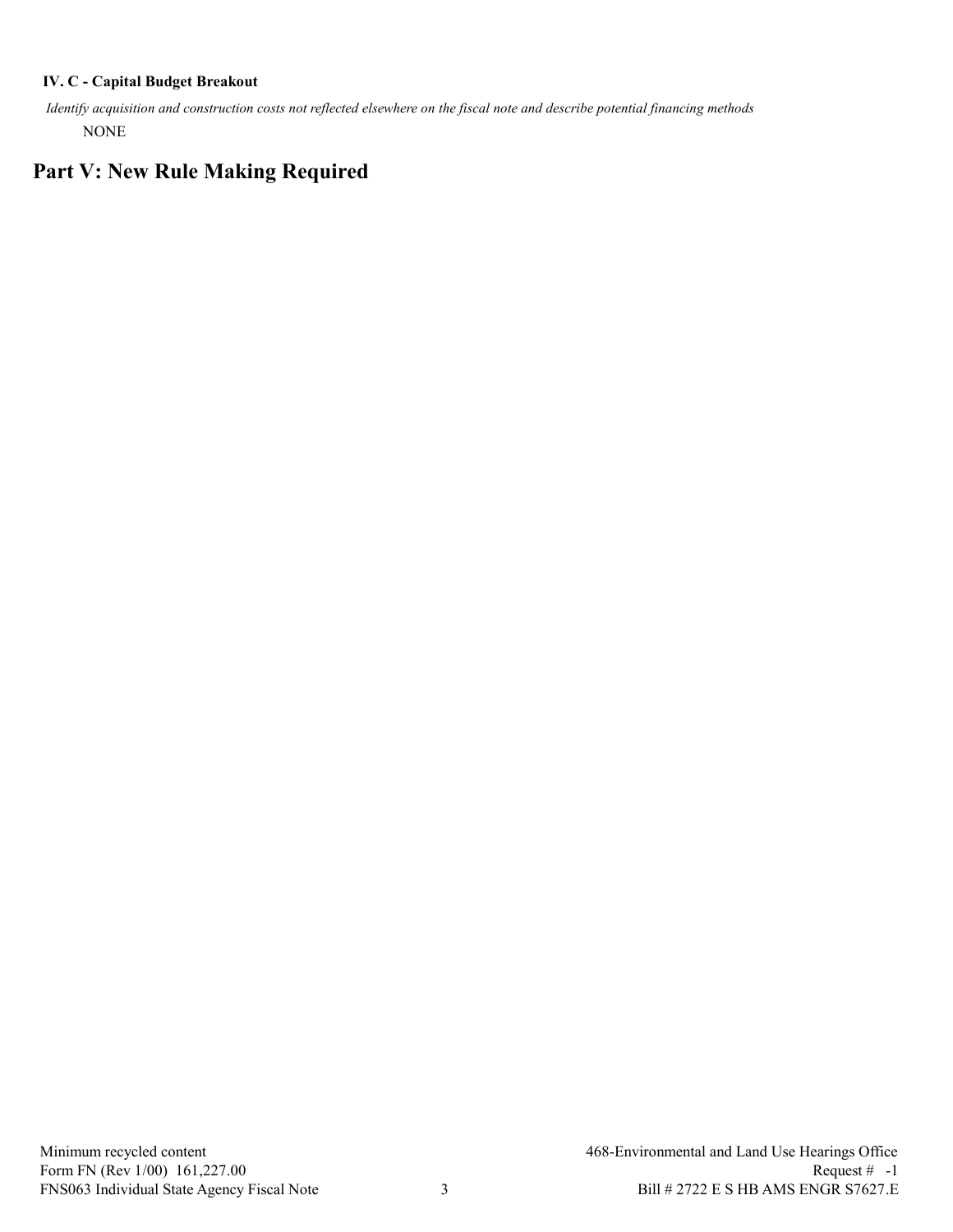**IV. C - Capital Budget Breakout**

*Identify acquisition and construction costs not reflected elsewhere on the fiscal note and describe potential financing methods*

NONE

# Part V: New Rule Making Required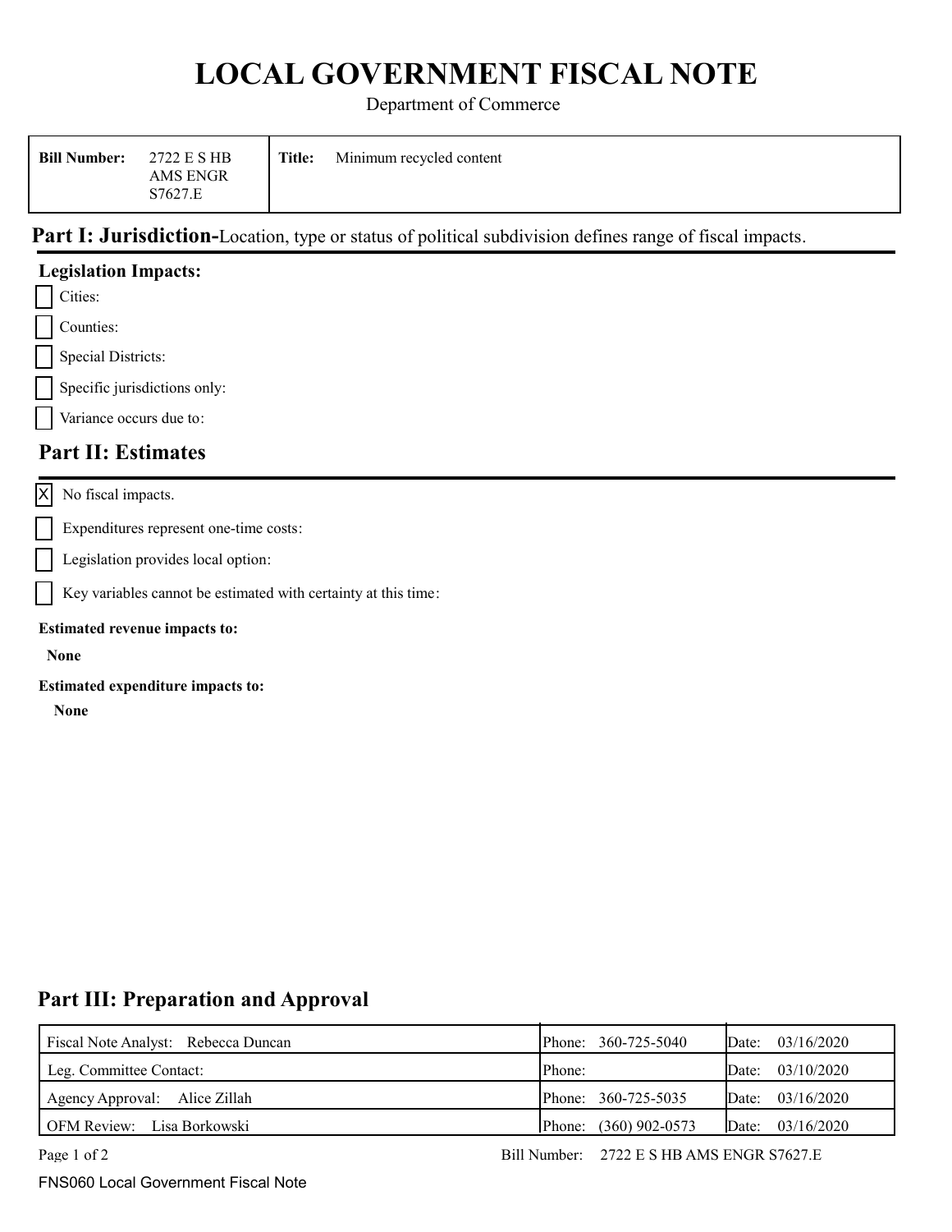# LOCAL GOVERNMENT FISCAL NOTE

Department of Commerce

| Bill Number: | 2722 E S HB AMS ENGR S7627.E | Title: | Minimum recycled content |
|---|---|---|---|

## Part I: Jurisdiction-Location, type or status of political subdivision defines range of fiscal impacts.

**Legislation Impacts:**

- [ ] Cities:
- [ ] Counties:
- [ ] Special Districts:
- [ ] Specific jurisdictions only:
- [ ] Variance occurs due to:

## Part II: Estimates

- [x] No fiscal impacts.
- [ ] Expenditures represent one-time costs:
- [ ] Legislation provides local option:
- [ ] Key variables cannot be estimated with certainty at this time:

**Estimated revenue impacts to:**

**None**

**Estimated expenditure impacts to:**

**None**

## Part III: Preparation and Approval

| | | |
|---|---|---|
| Fiscal Note Analyst: Rebecca Duncan | Phone: 360-725-5040 | Date: 03/16/2020 |
| Leg. Committee Contact: | Phone: | Date: 03/10/2020 |
| Agency Approval: Alice Zillah | Phone: 360-725-5035 | Date: 03/16/2020 |
| OFM Review: Lisa Borkowski | Phone: (360) 902-0573 | Date: 03/16/2020 |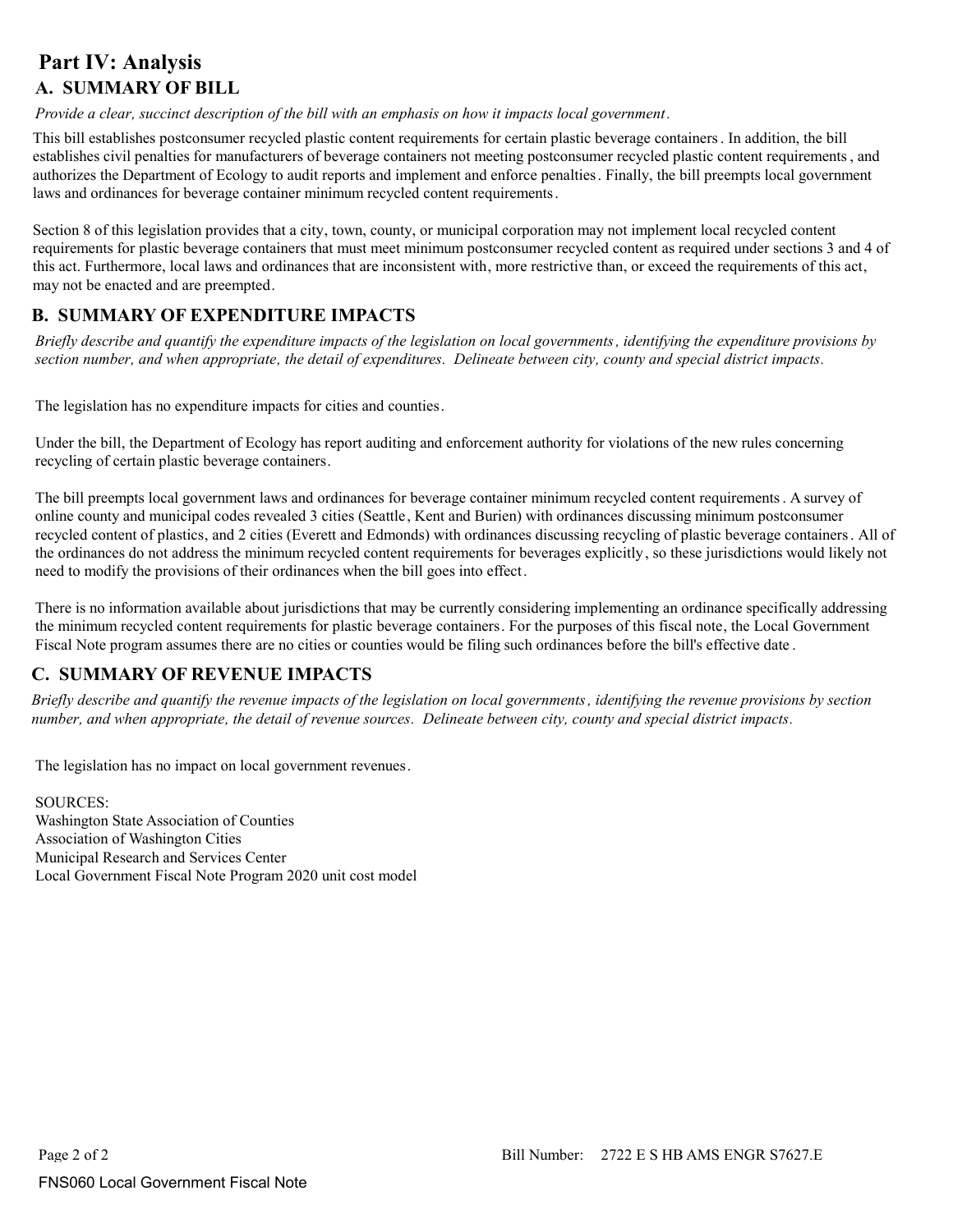# Part IV: Analysis

## A. SUMMARY OF BILL

*Provide a clear, succinct description of the bill with an emphasis on how it impacts local government.*

This bill establishes postconsumer recycled plastic content requirements for certain plastic beverage containers. In addition, the bill establishes civil penalties for manufacturers of beverage containers not meeting postconsumer recycled plastic content requirements, and authorizes the Department of Ecology to audit reports and implement and enforce penalties. Finally, the bill preempts local government laws and ordinances for beverage container minimum recycled content requirements.

Section 8 of this legislation provides that a city, town, county, or municipal corporation may not implement local recycled content requirements for plastic beverage containers that must meet minimum postconsumer recycled content as required under sections 3 and 4 of this act. Furthermore, local laws and ordinances that are inconsistent with, more restrictive than, or exceed the requirements of this act, may not be enacted and are preempted.

## B. SUMMARY OF EXPENDITURE IMPACTS

*Briefly describe and quantify the expenditure impacts of the legislation on local governments, identifying the expenditure provisions by section number, and when appropriate, the detail of expenditures. Delineate between city, county and special district impacts.*

The legislation has no expenditure impacts for cities and counties.

Under the bill, the Department of Ecology has report auditing and enforcement authority for violations of the new rules concerning recycling of certain plastic beverage containers.

The bill preempts local government laws and ordinances for beverage container minimum recycled content requirements. A survey of online county and municipal codes revealed 3 cities (Seattle, Kent and Burien) with ordinances discussing minimum postconsumer recycled content of plastics, and 2 cities (Everett and Edmonds) with ordinances discussing recycling of plastic beverage containers. All of the ordinances do not address the minimum recycled content requirements for beverages explicitly, so these jurisdictions would likely not need to modify the provisions of their ordinances when the bill goes into effect.

There is no information available about jurisdictions that may be currently considering implementing an ordinance specifically addressing the minimum recycled content requirements for plastic beverage containers. For the purposes of this fiscal note, the Local Government Fiscal Note program assumes there are no cities or counties would be filing such ordinances before the bill's effective date.

## C. SUMMARY OF REVENUE IMPACTS

*Briefly describe and quantify the revenue impacts of the legislation on local governments, identifying the revenue provisions by section number, and when appropriate, the detail of revenue sources. Delineate between city, county and special district impacts.*

The legislation has no impact on local government revenues.

SOURCES:
Washington State Association of Counties
Association of Washington Cities
Municipal Research and Services Center
Local Government Fiscal Note Program 2020 unit cost model